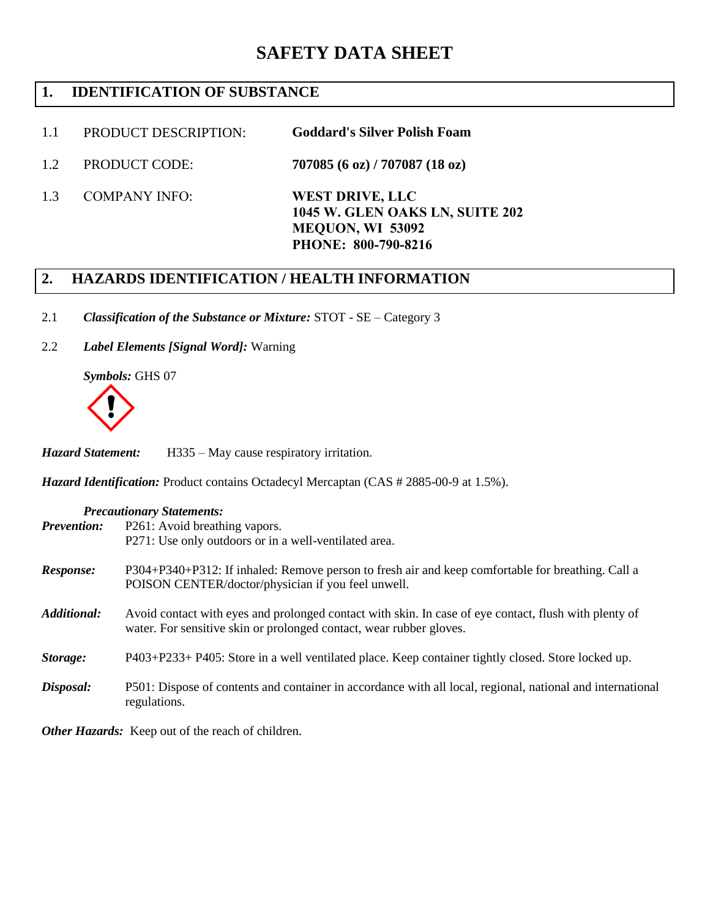# SAFETY DATA SHEET

## 1. IDENTIFICATION OF SUBSTANCE

1.1 PRODUCT DESCRIPTION: **Goddard's Silver Polish Foam**

1.2 PRODUCT CODE: **707085 (6 oz) / 707087 (18 oz)**

1.3 COMPANY INFO: **WEST DRIVE, LLC**
**1045 W. GLEN OAKS LN, SUITE 202**
**MEQUON, WI 53092**
**PHONE: 800-790-8216**

## 2. HAZARDS IDENTIFICATION / HEALTH INFORMATION

2.1 ***Classification of the Substance or Mixture:*** STOT - SE – Category 3

2.2 ***Label Elements [Signal Word]:*** Warning

***Symbols:*** GHS 07

***Hazard Statement:*** H335 – May cause respiratory irritation.

***Hazard Identification:*** Product contains Octadecyl Mercaptan (CAS # 2885-00-9 at 1.5%).

***Precautionary Statements:***

***Prevention:*** P261: Avoid breathing vapors.
P271: Use only outdoors or in a well-ventilated area.

***Response:*** P304+P340+P312: If inhaled: Remove person to fresh air and keep comfortable for breathing. Call a POISON CENTER/doctor/physician if you feel unwell.

***Additional:*** Avoid contact with eyes and prolonged contact with skin. In case of eye contact, flush with plenty of water. For sensitive skin or prolonged contact, wear rubber gloves.

***Storage:*** P403+P233+ P405: Store in a well ventilated place. Keep container tightly closed. Store locked up.

***Disposal:*** P501: Dispose of contents and container in accordance with all local, regional, national and international regulations.

***Other Hazards:*** Keep out of the reach of children.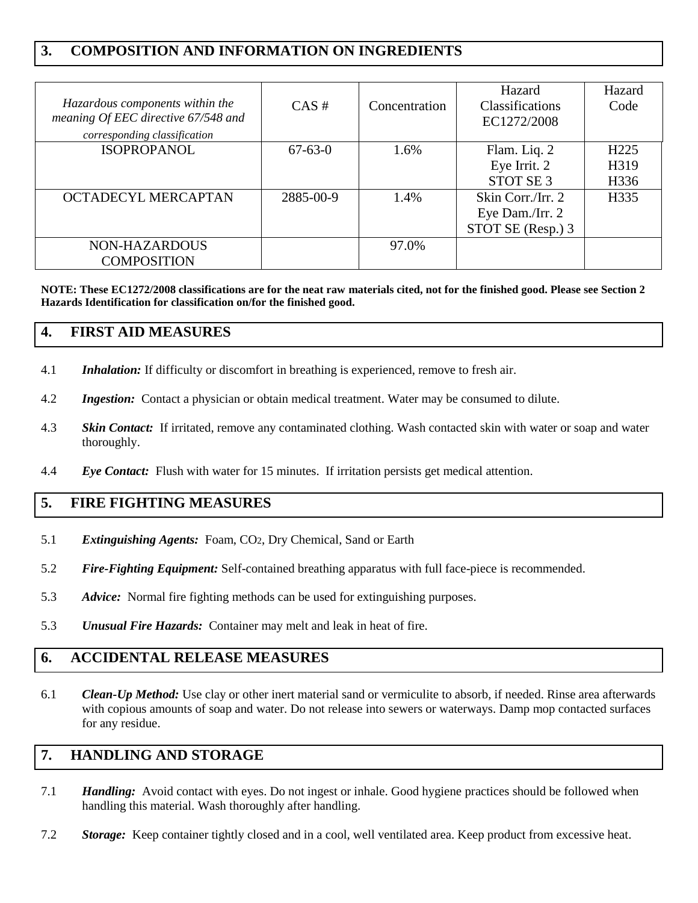## 3. COMPOSITION AND INFORMATION ON INGREDIENTS

| *Hazardous components within the meaning Of EEC directive 67/548 and corresponding classification* | CAS # | Concentration | Hazard Classifications EC1272/2008 | Hazard Code |
|---|---|---|---|---|
| ISOPROPANOL | 67-63-0 | 1.6% | Flam. Liq. 2<br>Eye Irrit. 2<br>STOT SE 3 | H225<br>H319<br>H336 |
| OCTADECYL MERCAPTAN | 2885-00-9 | 1.4% | Skin Corr./Irr. 2<br>Eye Dam./Irr. 2<br>STOT SE (Resp.) 3 | H335 |
| NON-HAZARDOUS COMPOSITION | | 97.0% | | |

**NOTE: These EC1272/2008 classifications are for the neat raw materials cited, not for the finished good. Please see Section 2 Hazards Identification for classification on/for the finished good.**

## 4. FIRST AID MEASURES

4.1 ***Inhalation:*** If difficulty or discomfort in breathing is experienced, remove to fresh air.

4.2 ***Ingestion:*** Contact a physician or obtain medical treatment. Water may be consumed to dilute.

4.3 ***Skin Contact:*** If irritated, remove any contaminated clothing. Wash contacted skin with water or soap and water thoroughly.

4.4 ***Eye Contact:*** Flush with water for 15 minutes. If irritation persists get medical attention.

## 5. FIRE FIGHTING MEASURES

5.1 ***Extinguishing Agents:*** Foam, $CO_2$, Dry Chemical, Sand or Earth

5.2 ***Fire-Fighting Equipment:*** Self-contained breathing apparatus with full face-piece is recommended.

5.3 ***Advice:*** Normal fire fighting methods can be used for extinguishing purposes.

5.3 ***Unusual Fire Hazards:*** Container may melt and leak in heat of fire.

## 6. ACCIDENTAL RELEASE MEASURES

6.1 ***Clean-Up Method:*** Use clay or other inert material sand or vermiculite to absorb, if needed. Rinse area afterwards with copious amounts of soap and water. Do not release into sewers or waterways. Damp mop contacted surfaces for any residue.

## 7. HANDLING AND STORAGE

7.1 ***Handling:*** Avoid contact with eyes. Do not ingest or inhale. Good hygiene practices should be followed when handling this material. Wash thoroughly after handling.

7.2 ***Storage:*** Keep container tightly closed and in a cool, well ventilated area. Keep product from excessive heat.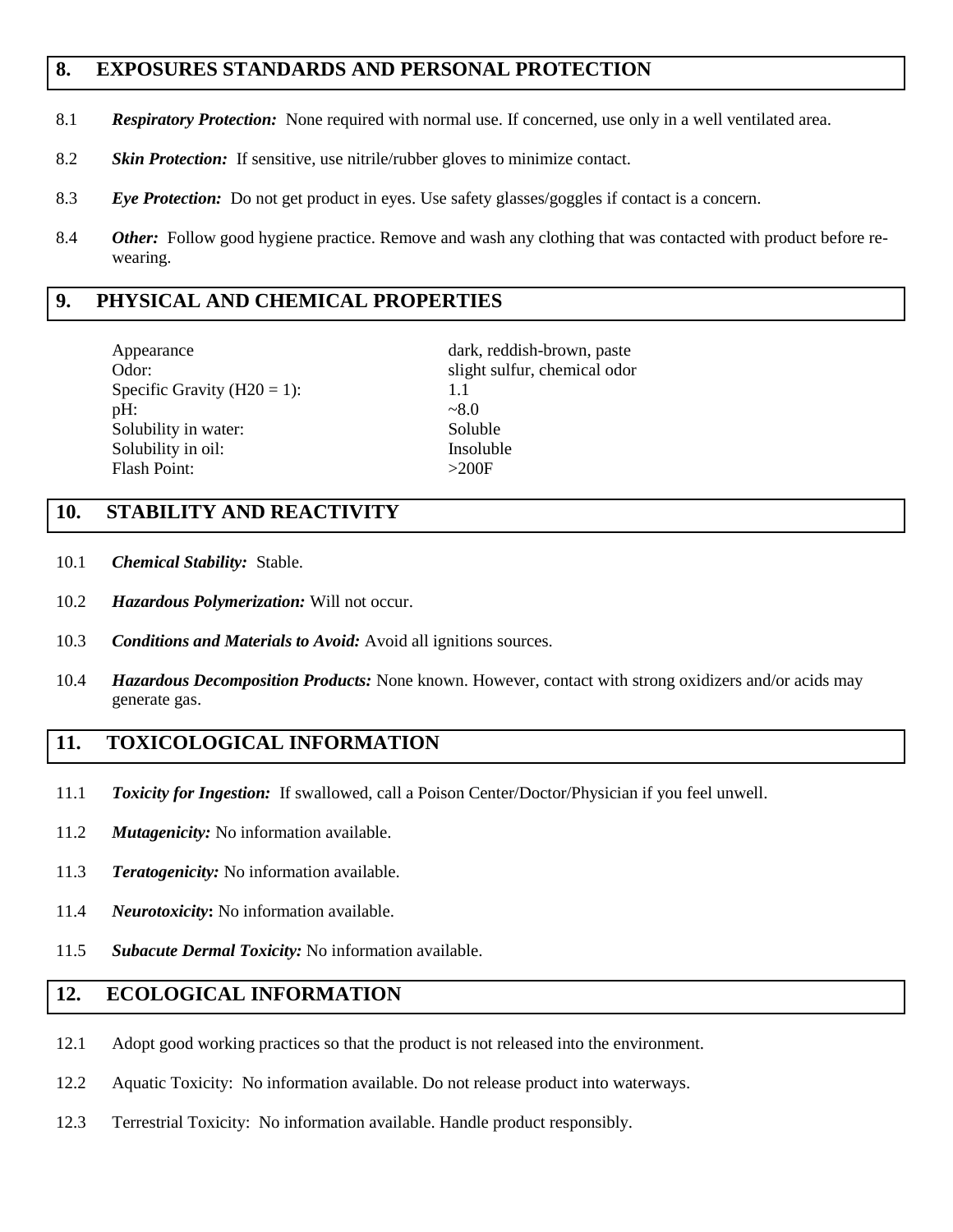## 8. EXPOSURES STANDARDS AND PERSONAL PROTECTION

8.1 ***Respiratory Protection:*** None required with normal use. If concerned, use only in a well ventilated area.

8.2 ***Skin Protection:*** If sensitive, use nitrile/rubber gloves to minimize contact.

8.3 ***Eye Protection:*** Do not get product in eyes. Use safety glasses/goggles if contact is a concern.

8.4 ***Other:*** Follow good hygiene practice. Remove and wash any clothing that was contacted with product before re-wearing.

## 9. PHYSICAL AND CHEMICAL PROPERTIES

| | |
|---|---|
| Appearance | dark, reddish-brown, paste |
| Odor: | slight sulfur, chemical odor |
| Specific Gravity (H20 = 1): | 1.1 |
| pH: | ~8.0 |
| Solubility in water: | Soluble |
| Solubility in oil: | Insoluble |
| Flash Point: | >200F |

## 10. STABILITY AND REACTIVITY

10.1 ***Chemical Stability:*** Stable.

10.2 ***Hazardous Polymerization:*** Will not occur.

10.3 ***Conditions and Materials to Avoid:*** Avoid all ignitions sources.

10.4 ***Hazardous Decomposition Products:*** None known. However, contact with strong oxidizers and/or acids may generate gas.

## 11. TOXICOLOGICAL INFORMATION

11.1 ***Toxicity for Ingestion:*** If swallowed, call a Poison Center/Doctor/Physician if you feel unwell.

11.2 ***Mutagenicity:*** No information available.

11.3 ***Teratogenicity:*** No information available.

11.4 ***Neurotoxicity*****:** No information available.

11.5 ***Subacute Dermal Toxicity:*** No information available.

## 12. ECOLOGICAL INFORMATION

12.1 Adopt good working practices so that the product is not released into the environment.

12.2 Aquatic Toxicity: No information available. Do not release product into waterways.

12.3 Terrestrial Toxicity: No information available. Handle product responsibly.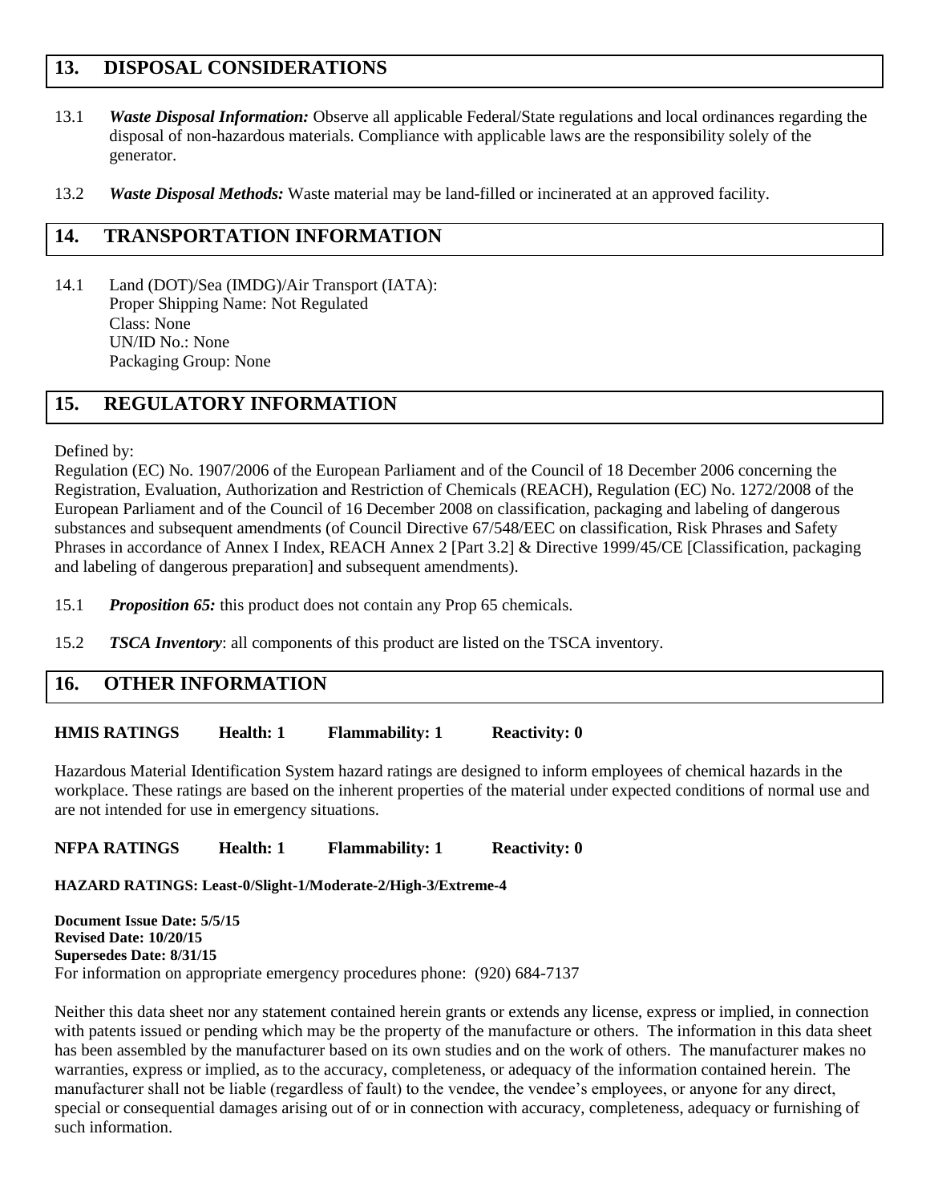## 13. DISPOSAL CONSIDERATIONS

13.1 ***Waste Disposal Information:*** Observe all applicable Federal/State regulations and local ordinances regarding the disposal of non-hazardous materials. Compliance with applicable laws are the responsibility solely of the generator.

13.2 ***Waste Disposal Methods:*** Waste material may be land-filled or incinerated at an approved facility.

## 14. TRANSPORTATION INFORMATION

14.1 Land (DOT)/Sea (IMDG)/Air Transport (IATA):
Proper Shipping Name: Not Regulated
Class: None
UN/ID No.: None
Packaging Group: None

## 15. REGULATORY INFORMATION

Defined by:
Regulation (EC) No. 1907/2006 of the European Parliament and of the Council of 18 December 2006 concerning the Registration, Evaluation, Authorization and Restriction of Chemicals (REACH), Regulation (EC) No. 1272/2008 of the European Parliament and of the Council of 16 December 2008 on classification, packaging and labeling of dangerous substances and subsequent amendments (of Council Directive 67/548/EEC on classification, Risk Phrases and Safety Phrases in accordance of Annex I Index, REACH Annex 2 [Part 3.2] & Directive 1999/45/CE [Classification, packaging and labeling of dangerous preparation] and subsequent amendments).

15.1 ***Proposition 65:*** this product does not contain any Prop 65 chemicals.

15.2 ***TSCA Inventory***: all components of this product are listed on the TSCA inventory.

## 16. OTHER INFORMATION

**HMIS RATINGS Health: 1 Flammability: 1 Reactivity: 0**

Hazardous Material Identification System hazard ratings are designed to inform employees of chemical hazards in the workplace. These ratings are based on the inherent properties of the material under expected conditions of normal use and are not intended for use in emergency situations.

**NFPA RATINGS Health: 1 Flammability: 1 Reactivity: 0**

**HAZARD RATINGS: Least-0/Slight-1/Moderate-2/High-3/Extreme-4**

**Document Issue Date: 5/5/15**
**Revised Date: 10/20/15**
**Supersedes Date: 8/31/15**
For information on appropriate emergency procedures phone: (920) 684-7137

Neither this data sheet nor any statement contained herein grants or extends any license, express or implied, in connection with patents issued or pending which may be the property of the manufacture or others. The information in this data sheet has been assembled by the manufacturer based on its own studies and on the work of others. The manufacturer makes no warranties, express or implied, as to the accuracy, completeness, or adequacy of the information contained herein. The manufacturer shall not be liable (regardless of fault) to the vendee, the vendee's employees, or anyone for any direct, special or consequential damages arising out of or in connection with accuracy, completeness, adequacy or furnishing of such information.